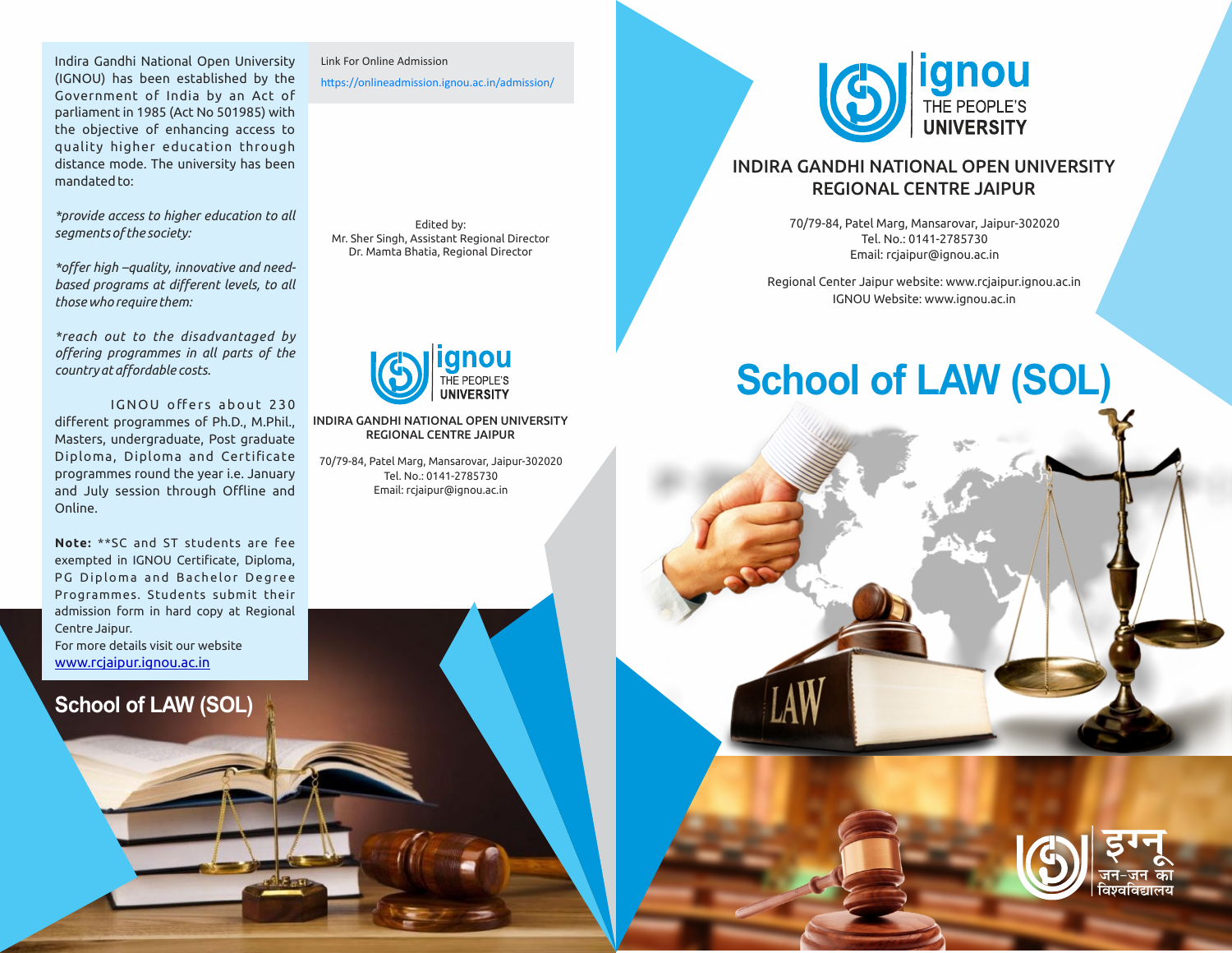Indira Gandhi National Open University (IGNOU) has been established by the Government of India by an Act of parliament in 1985 (Act No 501985) with the objective of enhancing access to quality higher education through distance mode. The university has been mandated to:

*\*provide access to higher education to all segments of the society:*

*\*offer high –quality, innovative and need-based programs at different levels, to all those who require them:*

*\*reach out to the disadvantaged by offering programmes in all parts of the country at affordable costs.*

IGNOU offers about 230 different programmes of Ph.D., M.Phil., Masters, undergraduate, Post graduate Diploma, Diploma and Certificate programmes round the year i.e. January and July session through Offline and Online.

**Note:** **SC and ST students are fee exempted in IGNOU Certificate, Diploma, PG Diploma and Bachelor Degree Programmes. Students submit their admission form in hard copy at Regional Centre Jaipur.
For more details visit our website
www.rcjaipur.ignou.ac.in

## School of LAW (SOL)

Link For Online Admission
https://onlineadmission.ignou.ac.in/admission/

Edited by:
Mr. Sher Singh, Assistant Regional Director
Dr. Mamta Bhatia, Regional Director

ignou THE PEOPLE'S UNIVERSITY

INDIRA GANDHI NATIONAL OPEN UNIVERSITY
REGIONAL CENTRE JAIPUR

70/79-84, Patel Marg, Mansarovar, Jaipur-302020
Tel. No.: 0141-2785730
Email: rcjaipur@ignou.ac.in

ignou THE PEOPLE'S UNIVERSITY

## INDIRA GANDHI NATIONAL OPEN UNIVERSITY REGIONAL CENTRE JAIPUR

70/79-84, Patel Marg, Mansarovar, Jaipur-302020
Tel. No.: 0141-2785730
Email: rcjaipur@ignou.ac.in

Regional Center Jaipur website: www.rcjaipur.ignou.ac.in
IGNOU Website: www.ignou.ac.in

# School of LAW (SOL)

इग्नू जन-जन का विश्वविद्यालय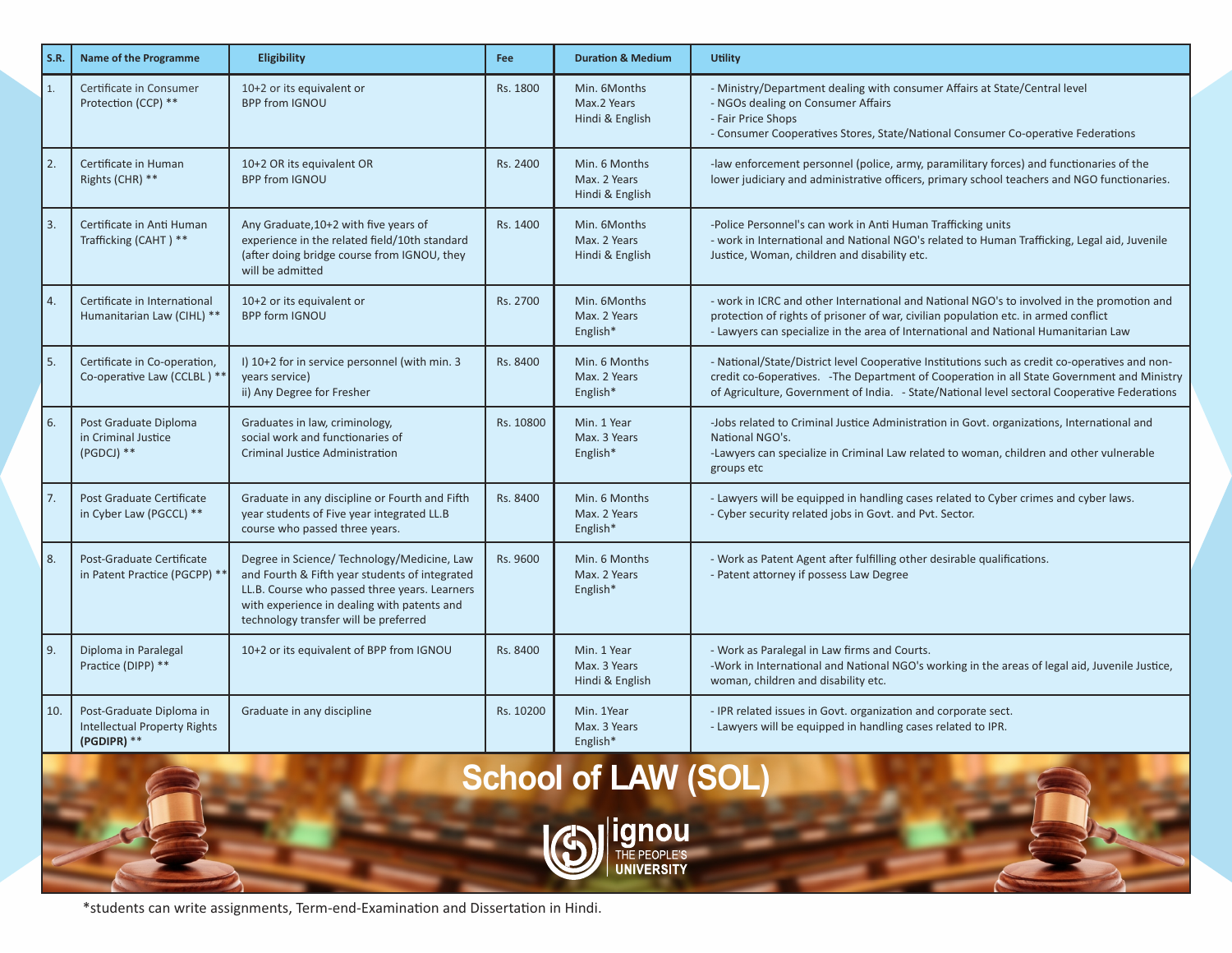| S.R. | Name of the Programme | Eligibility | Fee | Duration & Medium | Utility |
|---|---|---|---|---|---|
| 1. | Certificate in Consumer Protection (CCP) ** | 10+2 or its equivalent or BPP from IGNOU | Rs. 1800 | Min. 6Months<br>Max.2 Years<br>Hindi & English | - Ministry/Department dealing with consumer Affairs at State/Central level<br>- NGOs dealing on Consumer Affairs<br>- Fair Price Shops<br>- Consumer Cooperatives Stores, State/National Consumer Co-operative Federations |
| 2. | Certificate in Human Rights (CHR) ** | 10+2 OR its equivalent OR BPP from IGNOU | Rs. 2400 | Min. 6 Months<br>Max. 2 Years<br>Hindi & English | -law enforcement personnel (police, army, paramilitary forces) and functionaries of the lower judiciary and administrative officers, primary school teachers and NGO functionaries. |
| 3. | Certificate in Anti Human Trafficking (CAHT ) ** | Any Graduate,10+2 with five years of experience in the related field/10th standard (after doing bridge course from IGNOU, they will be admitted | Rs. 1400 | Min. 6Months<br>Max. 2 Years<br>Hindi & English | -Police Personnel's can work in Anti Human Trafficking units<br>- work in International and National NGO's related to Human Trafficking, Legal aid, Juvenile Justice, Woman, children and disability etc. |
| 4. | Certificate in International Humanitarian Law (CIHL) ** | 10+2 or its equivalent or BPP form IGNOU | Rs. 2700 | Min. 6Months<br>Max. 2 Years<br>English* | - work in ICRC and other International and National NGO's to involved in the promotion and protection of rights of prisoner of war, civilian population etc. in armed conflict<br>- Lawyers can specialize in the area of International and National Humanitarian Law |
| 5. | Certificate in Co-operation, Co-operative Law (CCLBL ) ** | I) 10+2 for in service personnel (with min. 3 years service)<br>ii) Any Degree for Fresher | Rs. 8400 | Min. 6 Months<br>Max. 2 Years<br>English* | - National/State/District level Cooperative Institutions such as credit co-operatives and non-credit co-6operatives. -The Department of Cooperation in all State Government and Ministry of Agriculture, Government of India. - State/National level sectoral Cooperative Federations |
| 6. | Post Graduate Diploma in Criminal Justice (PGDCJ) ** | Graduates in law, criminology, social work and functionaries of Criminal Justice Administration | Rs. 10800 | Min. 1 Year<br>Max. 3 Years<br>English* | -Jobs related to Criminal Justice Administration in Govt. organizations, International and National NGO's.<br>-Lawyers can specialize in Criminal Law related to woman, children and other vulnerable groups etc |
| 7. | Post Graduate Certificate in Cyber Law (PGCCL) ** | Graduate in any discipline or Fourth and Fifth year students of Five year integrated LL.B course who passed three years. | Rs. 8400 | Min. 6 Months<br>Max. 2 Years<br>English* | - Lawyers will be equipped in handling cases related to Cyber crimes and cyber laws.<br>- Cyber security related jobs in Govt. and Pvt. Sector. |
| 8. | Post-Graduate Certificate in Patent Practice (PGCPP) ** | Degree in Science/ Technology/Medicine, Law and Fourth & Fifth year students of integrated LL.B. Course who passed three years. Learners with experience in dealing with patents and technology transfer will be preferred | Rs. 9600 | Min. 6 Months<br>Max. 2 Years<br>English* | - Work as Patent Agent after fulfilling other desirable qualifications.<br>- Patent attorney if possess Law Degree |
| 9. | Diploma in Paralegal Practice (DIPP) ** | 10+2 or its equivalent of BPP from IGNOU | Rs. 8400 | Min. 1 Year<br>Max. 3 Years<br>Hindi & English | - Work as Paralegal in Law firms and Courts.<br>-Work in International and National NGO's working in the areas of legal aid, Juvenile Justice, woman, children and disability etc. |
| 10. | Post-Graduate Diploma in Intellectual Property Rights **(PGDIPR)** ** | Graduate in any discipline | Rs. 10200 | Min. 1Year<br>Max. 3 Years<br>English* | - IPR related issues in Govt. organization and corporate sect.<br>- Lawyers will be equipped in handling cases related to IPR. |

# School of LAW (SOL)

ignou
THE PEOPLE'S UNIVERSITY

*students can write assignments, Term-end-Examination and Dissertation in Hindi.